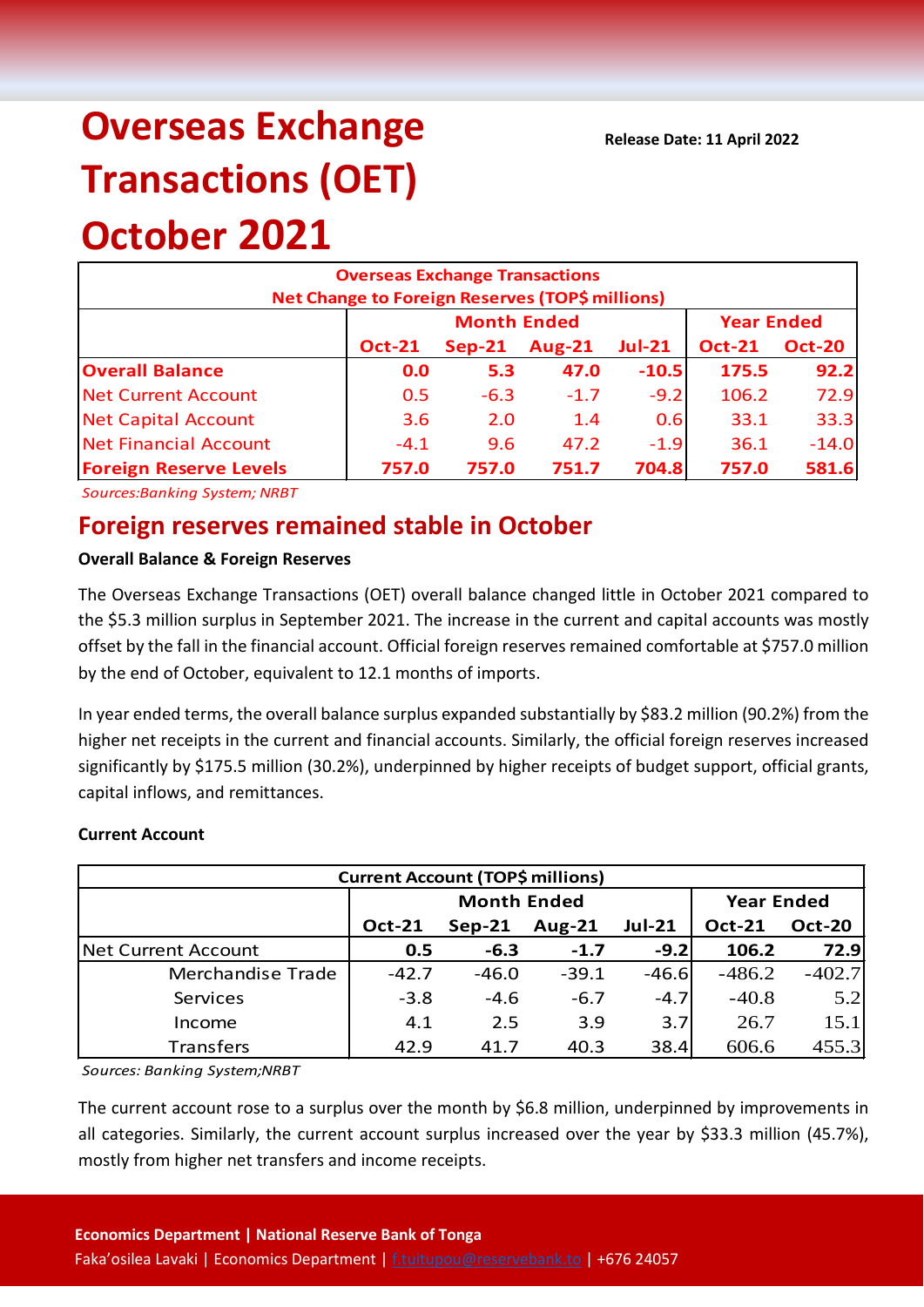# Overseas Exchange Transactions (OET) October 2021

**Release Date: 11 April 2022**

| Overseas Exchange Transactions Net Change to Foreign Reserves (TOP$ millions) | | | | | | |
|---|---|---|---|---|---|---|
| | Month Ended | | | | Year Ended | |
| | **Oct-21** | **Sep-21** | **Aug-21** | **Jul-21** | **Oct-21** | **Oct-20** |
| **Overall Balance** | **0.0** | **5.3** | **47.0** | **-10.5** | **175.5** | **92.2** |
| Net Current Account | 0.5 | -6.3 | -1.7 | -9.2 | 106.2 | 72.9 |
| Net Capital Account | 3.6 | 2.0 | 1.4 | 0.6 | 33.1 | 33.3 |
| Net Financial Account | -4.1 | 9.6 | 47.2 | -1.9 | 36.1 | -14.0 |
| **Foreign Reserve Levels** | **757.0** | **757.0** | **751.7** | **704.8** | **757.0** | **581.6** |

*Sources:Banking System; NRBT*

## Foreign reserves remained stable in October

**Overall Balance & Foreign Reserves**

The Overseas Exchange Transactions (OET) overall balance changed little in October 2021 compared to the $5.3 million surplus in September 2021. The increase in the current and capital accounts was mostly offset by the fall in the financial account. Official foreign reserves remained comfortable at $757.0 million by the end of October, equivalent to 12.1 months of imports.

In year ended terms, the overall balance surplus expanded substantially by $83.2 million (90.2%) from the higher net receipts in the current and financial accounts. Similarly, the official foreign reserves increased significantly by $175.5 million (30.2%), underpinned by higher receipts of budget support, official grants, capital inflows, and remittances.

**Current Account**

| Current Account (TOP$ millions) | | | | | | |
|---|---|---|---|---|---|---|
| | Month Ended | | | | Year Ended | |
| | **Oct-21** | **Sep-21** | **Aug-21** | **Jul-21** | **Oct-21** | **Oct-20** |
| Net Current Account | **0.5** | **-6.3** | **-1.7** | **-9.2** | **106.2** | **72.9** |
| Merchandise Trade | -42.7 | -46.0 | -39.1 | -46.6 | -486.2 | -402.7 |
| Services | -3.8 | -4.6 | -6.7 | -4.7 | -40.8 | 5.2 |
| Income | 4.1 | 2.5 | 3.9 | 3.7 | 26.7 | 15.1 |
| Transfers | 42.9 | 41.7 | 40.3 | 38.4 | 606.6 | 455.3 |

*Sources: Banking System;NRBT*

The current account rose to a surplus over the month by $6.8 million, underpinned by improvements in all categories. Similarly, the current account surplus increased over the year by $33.3 million (45.7%), mostly from higher net transfers and income receipts.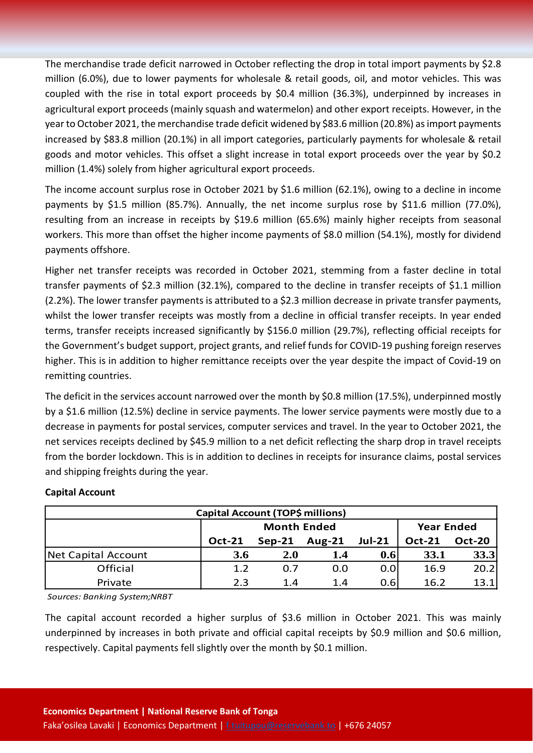The merchandise trade deficit narrowed in October reflecting the drop in total import payments by $2.8 million (6.0%), due to lower payments for wholesale & retail goods, oil, and motor vehicles. This was coupled with the rise in total export proceeds by $0.4 million (36.3%), underpinned by increases in agricultural export proceeds (mainly squash and watermelon) and other export receipts. However, in the year to October 2021, the merchandise trade deficit widened by $83.6 million (20.8%) as import payments increased by $83.8 million (20.1%) in all import categories, particularly payments for wholesale & retail goods and motor vehicles. This offset a slight increase in total export proceeds over the year by $0.2 million (1.4%) solely from higher agricultural export proceeds.

The income account surplus rose in October 2021 by $1.6 million (62.1%), owing to a decline in income payments by $1.5 million (85.7%). Annually, the net income surplus rose by $11.6 million (77.0%), resulting from an increase in receipts by $19.6 million (65.6%) mainly higher receipts from seasonal workers. This more than offset the higher income payments of $8.0 million (54.1%), mostly for dividend payments offshore.

Higher net transfer receipts was recorded in October 2021, stemming from a faster decline in total transfer payments of $2.3 million (32.1%), compared to the decline in transfer receipts of $1.1 million (2.2%). The lower transfer payments is attributed to a $2.3 million decrease in private transfer payments, whilst the lower transfer receipts was mostly from a decline in official transfer receipts. In year ended terms, transfer receipts increased significantly by $156.0 million (29.7%), reflecting official receipts for the Government's budget support, project grants, and relief funds for COVID-19 pushing foreign reserves higher. This is in addition to higher remittance receipts over the year despite the impact of Covid-19 on remitting countries.

The deficit in the services account narrowed over the month by $0.8 million (17.5%), underpinned mostly by a $1.6 million (12.5%) decline in service payments. The lower service payments were mostly due to a decrease in payments for postal services, computer services and travel. In the year to October 2021, the net services receipts declined by $45.9 million to a net deficit reflecting the sharp drop in travel receipts from the border lockdown. This is in addition to declines in receipts for insurance claims, postal services and shipping freights during the year.

**Capital Account**

| Capital Account (TOP$ millions) | | | | | | |
|---|---|---|---|---|---|---|
| | Month Ended | | | | Year Ended | |
| | Oct-21 | Sep-21 | Aug-21 | Jul-21 | Oct-21 | Oct-20 |
| Net Capital Account | **3.6** | **2.0** | **1.4** | **0.6** | **33.1** | **33.3** |
| Official | 1.2 | 0.7 | 0.0 | 0.0 | 16.9 | 20.2 |
| Private | 2.3 | 1.4 | 1.4 | 0.6 | 16.2 | 13.1 |

*Sources: Banking System;NRBT*

The capital account recorded a higher surplus of $3.6 million in October 2021. This was mainly underpinned by increases in both private and official capital receipts by $0.9 million and $0.6 million, respectively. Capital payments fell slightly over the month by $0.1 million.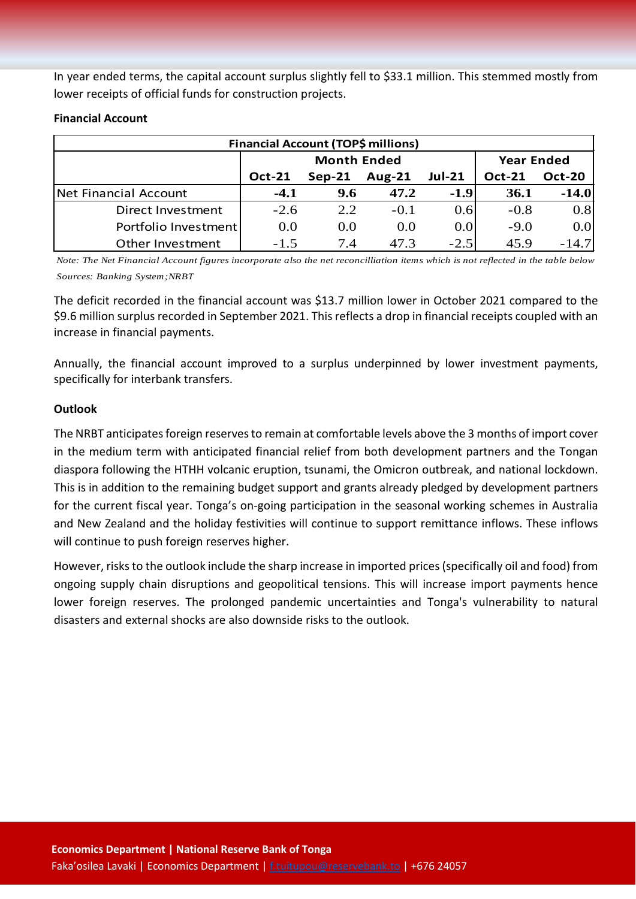In year ended terms, the capital account surplus slightly fell to $33.1 million. This stemmed mostly from lower receipts of official funds for construction projects.

**Financial Account**

| Financial Account (TOP$ millions) | | | | | | |
|---|---|---|---|---|---|---|
| | Month Ended | | | | Year Ended | |
| | Oct-21 | Sep-21 | Aug-21 | Jul-21 | Oct-21 | Oct-20 |
| **Net Financial Account** | **-4.1** | **9.6** | **47.2** | **-1.9** | **36.1** | **-14.0** |
| Direct Investment | -2.6 | 2.2 | -0.1 | 0.6 | -0.8 | 0.8 |
| Portfolio Investment | 0.0 | 0.0 | 0.0 | 0.0 | -9.0 | 0.0 |
| Other Investment | -1.5 | 7.4 | 47.3 | -2.5 | 45.9 | -14.7 |

*Note: The Net Financial Account figures incorporate also the net reconcilliation items which is not reflected in the table below*
*Sources: Banking System;NRBT*

The deficit recorded in the financial account was $13.7 million lower in October 2021 compared to the $9.6 million surplus recorded in September 2021. This reflects a drop in financial receipts coupled with an increase in financial payments.

Annually, the financial account improved to a surplus underpinned by lower investment payments, specifically for interbank transfers.

**Outlook**

The NRBT anticipates foreign reserves to remain at comfortable levels above the 3 months of import cover in the medium term with anticipated financial relief from both development partners and the Tongan diaspora following the HTHH volcanic eruption, tsunami, the Omicron outbreak, and national lockdown. This is in addition to the remaining budget support and grants already pledged by development partners for the current fiscal year. Tonga's on-going participation in the seasonal working schemes in Australia and New Zealand and the holiday festivities will continue to support remittance inflows. These inflows will continue to push foreign reserves higher.

However, risks to the outlook include the sharp increase in imported prices (specifically oil and food) from ongoing supply chain disruptions and geopolitical tensions. This will increase import payments hence lower foreign reserves. The prolonged pandemic uncertainties and Tonga's vulnerability to natural disasters and external shocks are also downside risks to the outlook.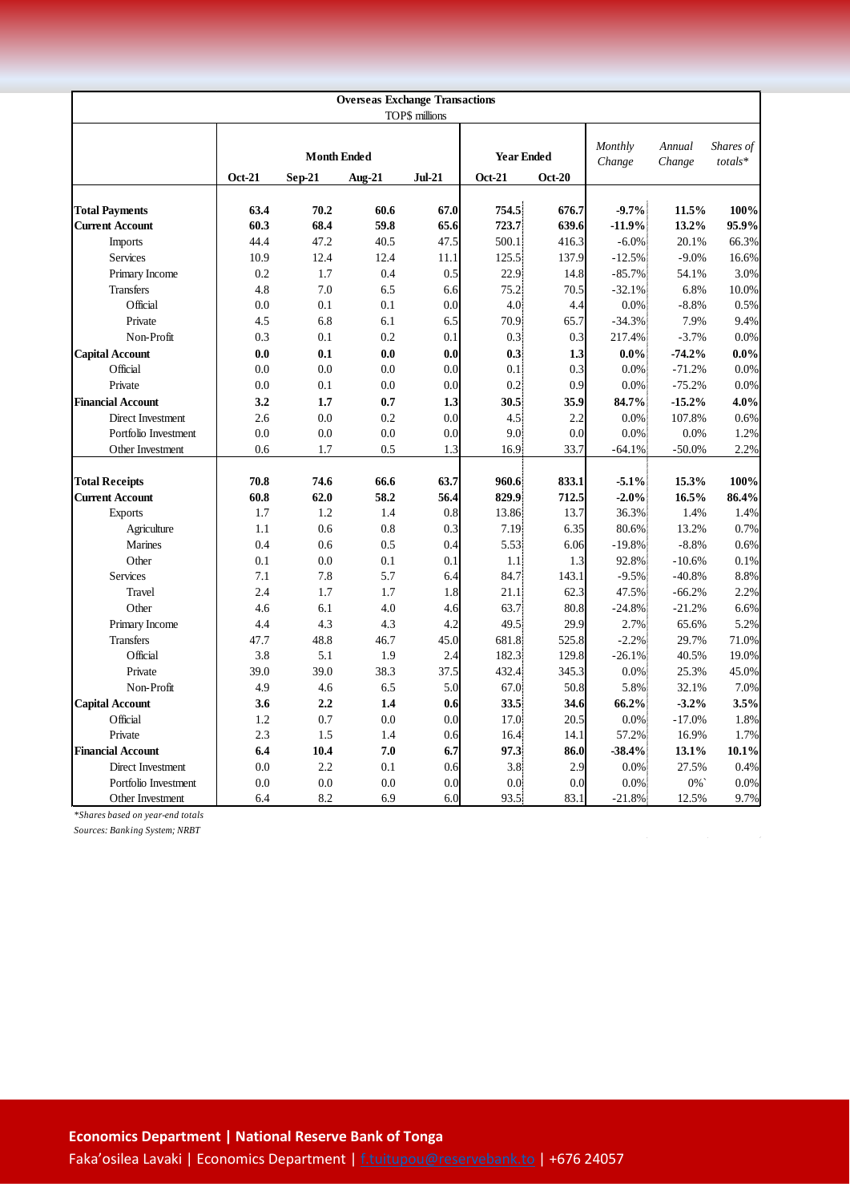| Overseas Exchange Transactions TOP$ millions | | | | | | | | | |
|---|---|---|---|---|---|---|---|---|---|
| | Month Ended | | | | Year Ended | | *Monthly Change* | *Annual Change* | *Shares of totals** |
| | Oct-21 | Sep-21 | Aug-21 | Jul-21 | Oct-21 | Oct-20 | | | |
| **Total Payments** | **63.4** | **70.2** | **60.6** | **67.0** | **754.5** | **676.7** | **-9.7%** | **11.5%** | **100%** |
| **Current Account** | **60.3** | **68.4** | **59.8** | **65.6** | **723.7** | **639.6** | **-11.9%** | **13.2%** | **95.9%** |
| Imports | 44.4 | 47.2 | 40.5 | 47.5 | 500.1 | 416.3 | -6.0% | 20.1% | 66.3% |
| Services | 10.9 | 12.4 | 12.4 | 11.1 | 125.5 | 137.9 | -12.5% | -9.0% | 16.6% |
| Primary Income | 0.2 | 1.7 | 0.4 | 0.5 | 22.9 | 14.8 | -85.7% | 54.1% | 3.0% |
| Transfers | 4.8 | 7.0 | 6.5 | 6.6 | 75.2 | 70.5 | -32.1% | 6.8% | 10.0% |
| Official | 0.0 | 0.1 | 0.1 | 0.0 | 4.0 | 4.4 | 0.0% | -8.8% | 0.5% |
| Private | 4.5 | 6.8 | 6.1 | 6.5 | 70.9 | 65.7 | -34.3% | 7.9% | 9.4% |
| Non-Profit | 0.3 | 0.1 | 0.2 | 0.1 | 0.3 | 0.3 | 217.4% | -3.7% | 0.0% |
| **Capital Account** | **0.0** | **0.1** | **0.0** | **0.0** | **0.3** | **1.3** | **0.0%** | **-74.2%** | **0.0%** |
| Official | 0.0 | 0.0 | 0.0 | 0.0 | 0.1 | 0.3 | 0.0% | -71.2% | 0.0% |
| Private | 0.0 | 0.1 | 0.0 | 0.0 | 0.2 | 0.9 | 0.0% | -75.2% | 0.0% |
| **Financial Account** | **3.2** | **1.7** | **0.7** | **1.3** | **30.5** | **35.9** | **84.7%** | **-15.2%** | **4.0%** |
| Direct Investment | 2.6 | 0.0 | 0.2 | 0.0 | 4.5 | 2.2 | 0.0% | 107.8% | 0.6% |
| Portfolio Investment | 0.0 | 0.0 | 0.0 | 0.0 | 9.0 | 0.0 | 0.0% | 0.0% | 1.2% |
| Other Investment | 0.6 | 1.7 | 0.5 | 1.3 | 16.9 | 33.7 | -64.1% | -50.0% | 2.2% |
| **Total Receipts** | **70.8** | **74.6** | **66.6** | **63.7** | **960.6** | **833.1** | **-5.1%** | **15.3%** | **100%** |
| **Current Account** | **60.8** | **62.0** | **58.2** | **56.4** | **829.9** | **712.5** | **-2.0%** | **16.5%** | **86.4%** |
| Exports | 1.7 | 1.2 | 1.4 | 0.8 | 13.86 | 13.7 | 36.3% | 1.4% | 1.4% |
| Agriculture | 1.1 | 0.6 | 0.8 | 0.3 | 7.19 | 6.35 | 80.6% | 13.2% | 0.7% |
| Marines | 0.4 | 0.6 | 0.5 | 0.4 | 5.53 | 6.06 | -19.8% | -8.8% | 0.6% |
| Other | 0.1 | 0.0 | 0.1 | 0.1 | 1.1 | 1.3 | 92.8% | -10.6% | 0.1% |
| Services | 7.1 | 7.8 | 5.7 | 6.4 | 84.7 | 143.1 | -9.5% | -40.8% | 8.8% |
| Travel | 2.4 | 1.7 | 1.7 | 1.8 | 21.1 | 62.3 | 47.5% | -66.2% | 2.2% |
| Other | 4.6 | 6.1 | 4.0 | 4.6 | 63.7 | 80.8 | -24.8% | -21.2% | 6.6% |
| Primary Income | 4.4 | 4.3 | 4.3 | 4.2 | 49.5 | 29.9 | 2.7% | 65.6% | 5.2% |
| Transfers | 47.7 | 48.8 | 46.7 | 45.0 | 681.8 | 525.8 | -2.2% | 29.7% | 71.0% |
| Official | 3.8 | 5.1 | 1.9 | 2.4 | 182.3 | 129.8 | -26.1% | 40.5% | 19.0% |
| Private | 39.0 | 39.0 | 38.3 | 37.5 | 432.4 | 345.3 | 0.0% | 25.3% | 45.0% |
| Non-Profit | 4.9 | 4.6 | 6.5 | 5.0 | 67.0 | 50.8 | 5.8% | 32.1% | 7.0% |
| **Capital Account** | **3.6** | **2.2** | **1.4** | **0.6** | **33.5** | **34.6** | **66.2%** | **-3.2%** | **3.5%** |
| Official | 1.2 | 0.7 | 0.0 | 0.0 | 17.0 | 20.5 | 0.0% | -17.0% | 1.8% |
| Private | 2.3 | 1.5 | 1.4 | 0.6 | 16.4 | 14.1 | 57.2% | 16.9% | 1.7% |
| **Financial Account** | **6.4** | **10.4** | **7.0** | **6.7** | **97.3** | **86.0** | **-38.4%** | **13.1%** | **10.1%** |
| Direct Investment | 0.0 | 2.2 | 0.1 | 0.6 | 3.8 | 2.9 | 0.0% | 27.5% | 0.4% |
| Portfolio Investment | 0.0 | 0.0 | 0.0 | 0.0 | 0.0 | 0.0 | 0.0% | 0%` | 0.0% |
| Other Investment | 6.4 | 8.2 | 6.9 | 6.0 | 93.5 | 83.1 | -21.8% | 12.5% | 9.7% |

*\*Shares based on year-end totals*

*Sources: Banking System; NRBT*

**Economics Department | National Reserve Bank of Tonga**

Faka'osilea Lavaki | Economics Department | f.tuitupou@reservebank.to | +676 24057